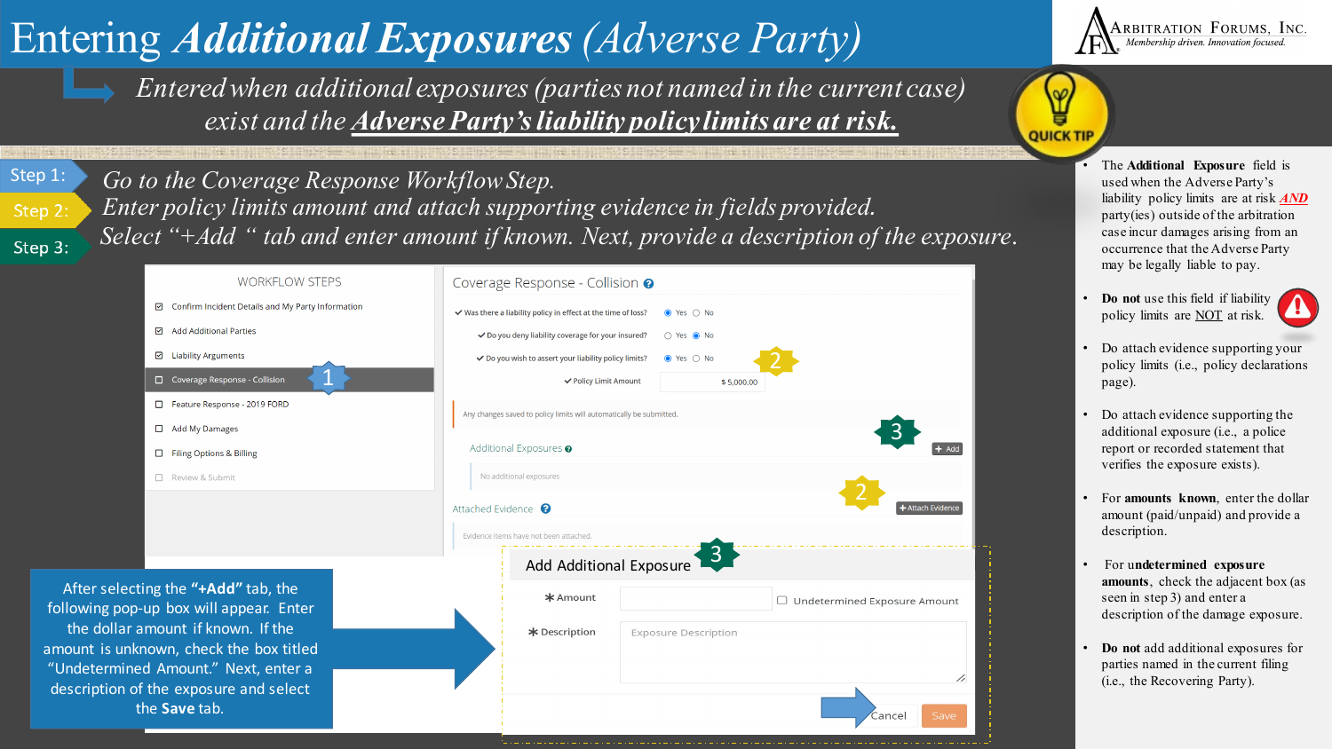# Entering *Additional Exposures* (*Adverse Party*)

Arbitration Forums, Inc. — *Membership driven. Innovation focused.*

*Entered when additional exposures (parties not named in the current case) exist and the* ***Adverse Party's liability policy limits are at risk.***

QUICK TIP

**Step 1:** *Go to the Coverage Response Workflow Step.*

**Step 2:** *Enter policy limits amount and attach supporting evidence in fields provided.*

**Step 3:** *Select "+Add " tab and enter amount if known. Next, provide a description of the exposure.*

WORKFLOW STEPS

- Confirm Incident Details and My Party Information
- Add Additional Parties
- Liability Arguments
- Coverage Response - Collision (1)
- Feature Response - 2019 FORD
- Add My Damages
- Filing Options & Billing
- Review & Submit

Coverage Response - Collision

- Was there a liability policy in effect at the time of loss? ◉ Yes ○ No
- Do you deny liability coverage for your insured? ○ Yes ◉ No
- Do you wish to assert your liability policy limits? ◉ Yes ○ No (2)
- Policy Limit Amount: $ 5,000.00

Any changes saved to policy limits will automatically be submitted.

Additional Exposures (3) + Add

No additional exposures

Attached Evidence (2) + Attach Evidence

Evidence items have not been attached.

Add Additional Exposure (3)

- * Amount ☐ Undetermined Exposure Amount
- * Description: Exposure Description

Cancel | Save

After selecting the **"+Add"** tab, the following pop-up box will appear. Enter the dollar amount if known. If the amount is unknown, check the box titled "Undetermined Amount." Next, enter a description of the exposure and select the **Save** tab.

- The **Additional Exposure** field is used when the Adverse Party's liability policy limits are at risk ***AND*** party(ies) outside of the arbitration case incur damages arising from an occurrence that the Adverse Party may be legally liable to pay.
- **Do not** use this field if liability policy limits are NOT at risk.
- Do attach evidence supporting your policy limits (i.e., policy declarations page).
- Do attach evidence supporting the additional exposure (i.e., a police report or recorded statement that verifies the exposure exists).
- For **amounts known**, enter the dollar amount (paid/unpaid) and provide a description.
- For **undetermined exposure amounts**, check the adjacent box (as seen in step 3) and enter a description of the damage exposure.
- **Do not** add additional exposures for parties named in the current filing (i.e., the Recovering Party).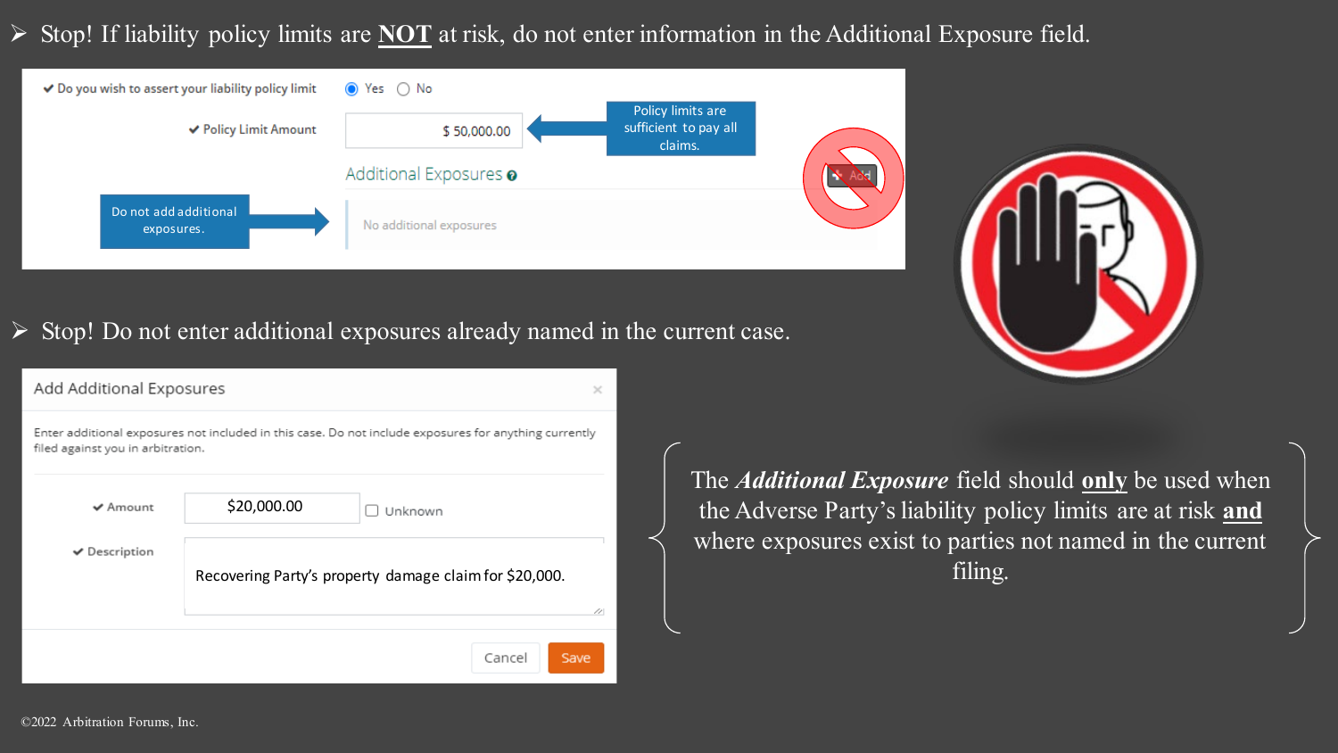- Stop! If liability policy limits are **NOT** at risk, do not enter information in the Additional Exposure field.

✔ Do you wish to assert your liability policy limit ◉ Yes ○ No

✔ Policy Limit Amount $ 50,000.00

Policy limits are sufficient to pay all claims.

Additional Exposures

Do not add additional exposures.

No additional exposures

Add

- Stop! Do not enter additional exposures already named in the current case.

Add Additional Exposures

Enter additional exposures not included in this case. Do not include exposures for anything currently filed against you in arbitration.

✔ Amount $20,000.00 ☐ Unknown

✔ Description Recovering Party's property damage claim for $20,000.

Cancel Save

The ***Additional Exposure*** field should **only** be used when the Adverse Party's liability policy limits are at risk **and** where exposures exist to parties not named in the current filing.

©2022 Arbitration Forums, Inc.